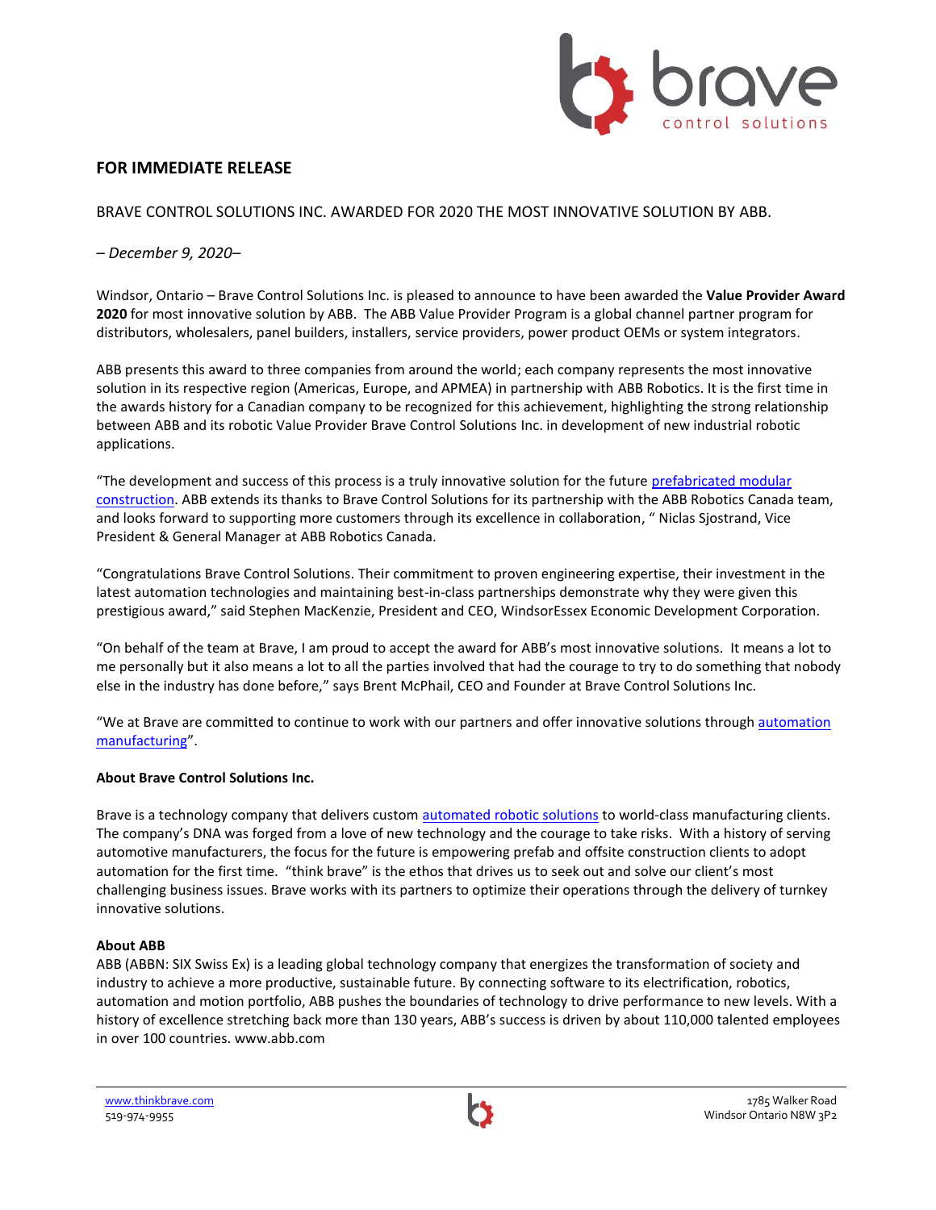**FOR IMMEDIATE RELEASE**

BRAVE CONTROL SOLUTIONS INC. AWARDED FOR 2020 THE MOST INNOVATIVE SOLUTION BY ABB.

*– December 9, 2020–*

Windsor, Ontario – Brave Control Solutions Inc. is pleased to announce to have been awarded the **Value Provider Award 2020** for most innovative solution by ABB. The ABB Value Provider Program is a global channel partner program for distributors, wholesalers, panel builders, installers, service providers, power product OEMs or system integrators.

ABB presents this award to three companies from around the world; each company represents the most innovative solution in its respective region (Americas, Europe, and APMEA) in partnership with ABB Robotics. It is the first time in the awards history for a Canadian company to be recognized for this achievement, highlighting the strong relationship between ABB and its robotic Value Provider Brave Control Solutions Inc. in development of new industrial robotic applications.

"The development and success of this process is a truly innovative solution for the future prefabricated modular construction. ABB extends its thanks to Brave Control Solutions for its partnership with the ABB Robotics Canada team, and looks forward to supporting more customers through its excellence in collaboration, " Niclas Sjostrand, Vice President & General Manager at ABB Robotics Canada.

"Congratulations Brave Control Solutions. Their commitment to proven engineering expertise, their investment in the latest automation technologies and maintaining best-in-class partnerships demonstrate why they were given this prestigious award," said Stephen MacKenzie, President and CEO, WindsorEssex Economic Development Corporation.

"On behalf of the team at Brave, I am proud to accept the award for ABB's most innovative solutions. It means a lot to me personally but it also means a lot to all the parties involved that had the courage to try to do something that nobody else in the industry has done before," says Brent McPhail, CEO and Founder at Brave Control Solutions Inc.

"We at Brave are committed to continue to work with our partners and offer innovative solutions through automation manufacturing".

**About Brave Control Solutions Inc.**

Brave is a technology company that delivers custom automated robotic solutions to world-class manufacturing clients. The company's DNA was forged from a love of new technology and the courage to take risks. With a history of serving automotive manufacturers, the focus for the future is empowering prefab and offsite construction clients to adopt automation for the first time. "think brave" is the ethos that drives us to seek out and solve our client's most challenging business issues. Brave works with its partners to optimize their operations through the delivery of turnkey innovative solutions.

**About ABB**

ABB (ABBN: SIX Swiss Ex) is a leading global technology company that energizes the transformation of society and industry to achieve a more productive, sustainable future. By connecting software to its electrification, robotics, automation and motion portfolio, ABB pushes the boundaries of technology to drive performance to new levels. With a history of excellence stretching back more than 130 years, ABB's success is driven by about 110,000 talented employees in over 100 countries. www.abb.com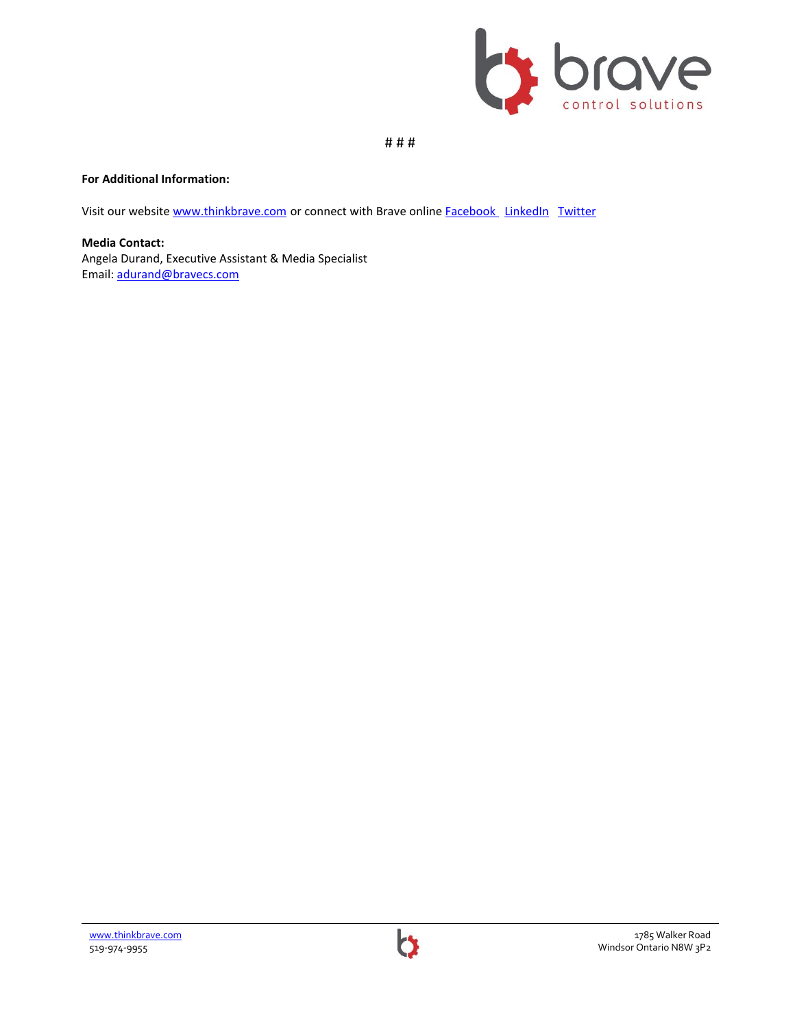# # #

**For Additional Information:**

Visit our website www.thinkbrave.com or connect with Brave online Facebook LinkedIn Twitter

**Media Contact:**
Angela Durand, Executive Assistant & Media Specialist
Email: adurand@bravecs.com